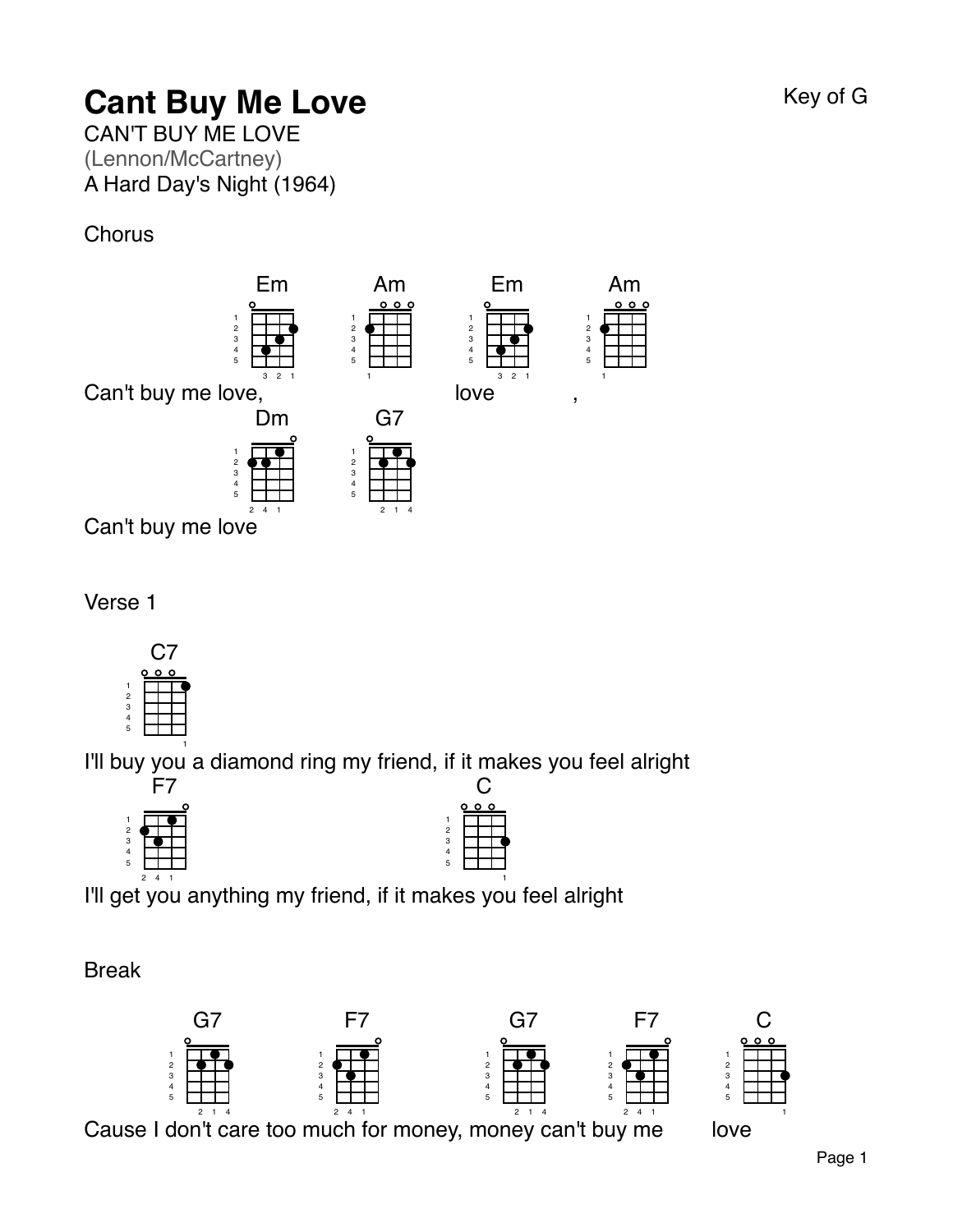# Cant Buy Me Love

Key of G

CAN'T BUY ME LOVE
(Lennon/McCartney)
A Hard Day's Night (1964)

## Chorus

Em Am Em Am
Can't buy me love, love ,

Dm G7
Can't buy me love

## Verse 1

C7
I'll buy you a diamond ring my friend, if it makes you feel alright

F7 C
I'll get you anything my friend, if it makes you feel alright

## Break

G7 F7 G7 F7 C
Cause I don't care too much for money, money can't buy me love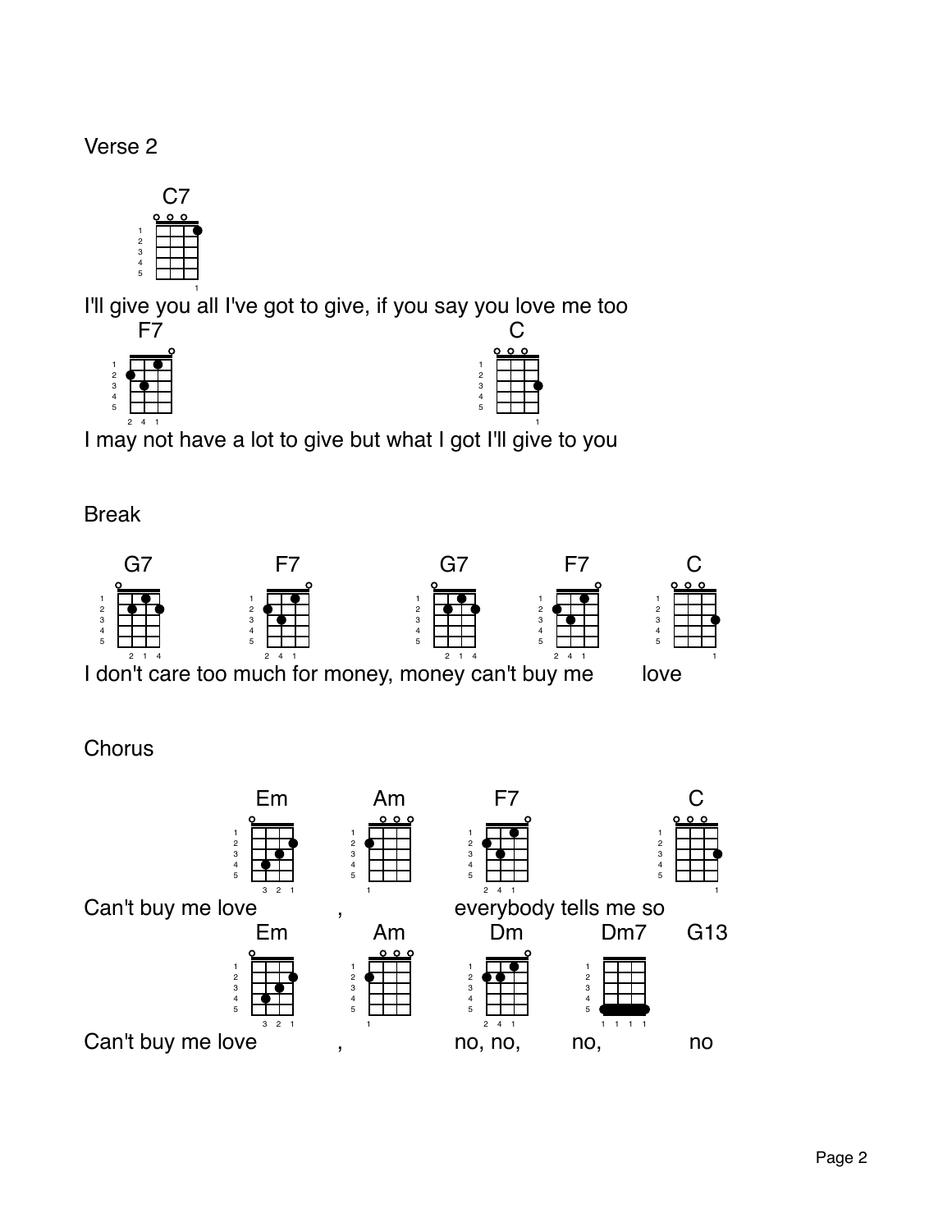Verse 2

```
C7
I'll give you all I've got to give, if you say you love me too
F7                                              C
I may not have a lot to give but what I got I'll give to you
```

Break

```
G7               F7                  G7            F7         C
I don't care too much for money, money can't buy me         love
```

Chorus

```
                  Em           Am          F7                   C
Can't buy me love              ,           everybody tells me so
                  Em           Am          Dm          Dm7      G13
Can't buy me love              ,           no, no,     no,      no
```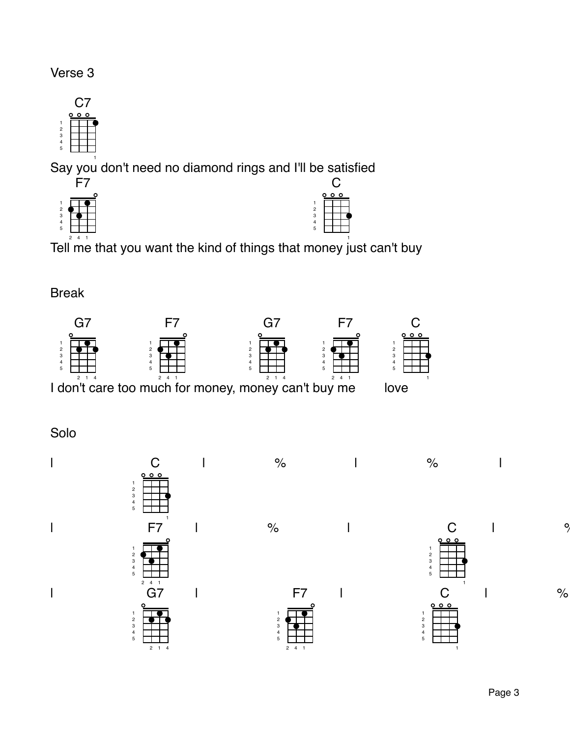Verse 3

C7
Say you don't need no diamond rings and I'll be satisfied
F7                                                                 C
Tell me that you want the kind of things that money just can't buy

Break

G7                        F7                      G7                F7               C
I don't care too much for money, money can't buy me         love

Solo

| C | % | % |
| F7 | % | C | %
| G7 | F7 | C | %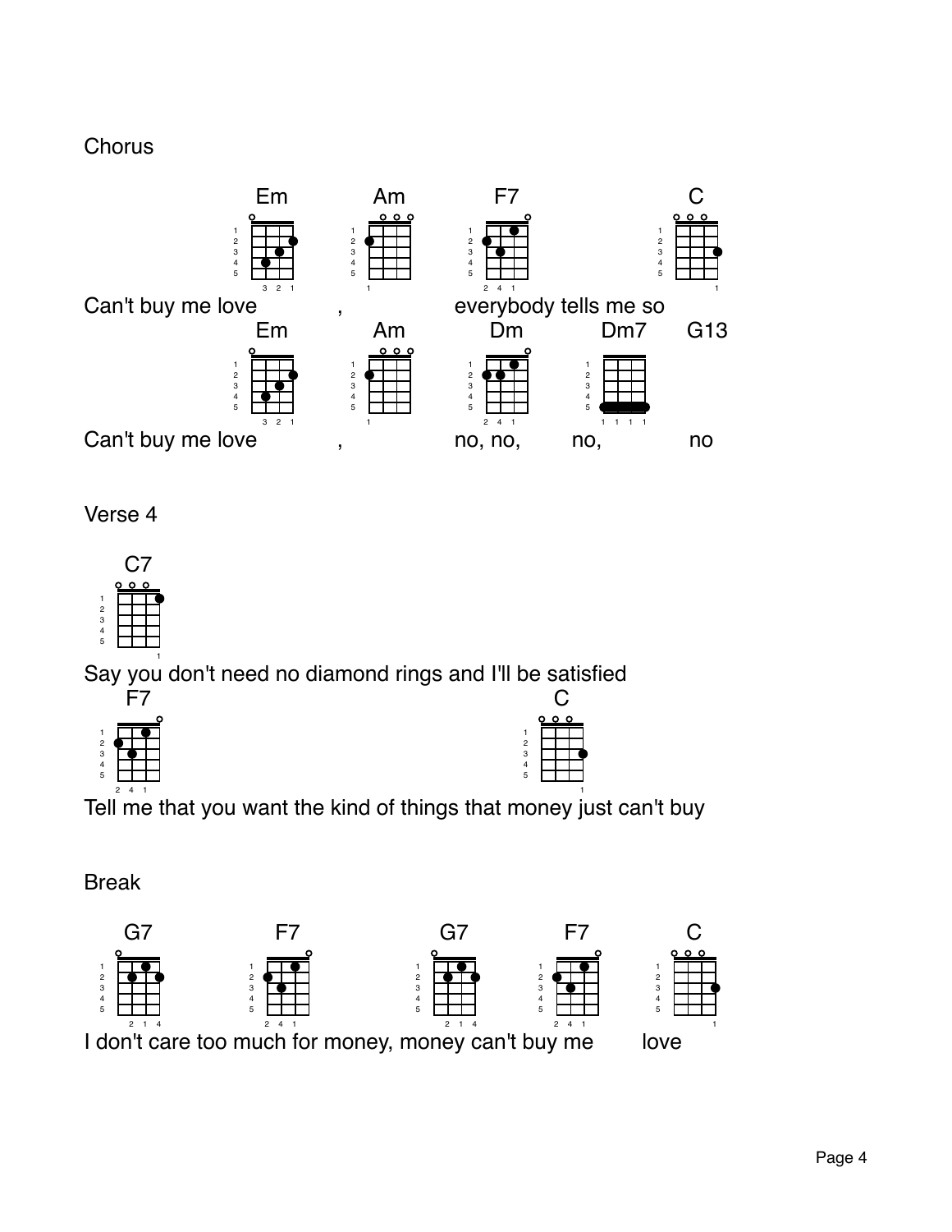Chorus

```
              Em          Am          F7                    C
Can't buy me love       ,           everybody tells me so
              Em          Am          Dm        Dm7      G13
Can't buy me love       ,           no, no,     no,        no
```

Verse 4

```
    C7
Say you don't need no diamond rings and I'll be satisfied
    F7                                                 C
Tell me that you want the kind of things that money just can't buy
```

Break

```
    G7              F7               G7           F7          C
I don't care too much for money, money can't buy me        love
```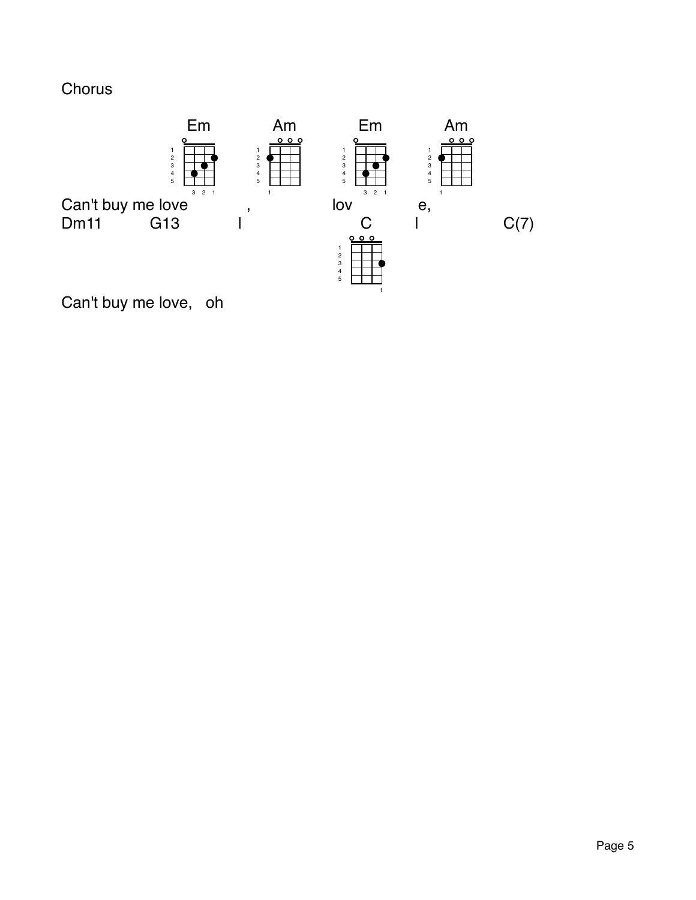Chorus

```
                  Em           Am            Em           Am
Can't buy me love          ,            lov           e,
Dm11        G13          l                   C        l                C(7)

Can't buy me love,   oh
```